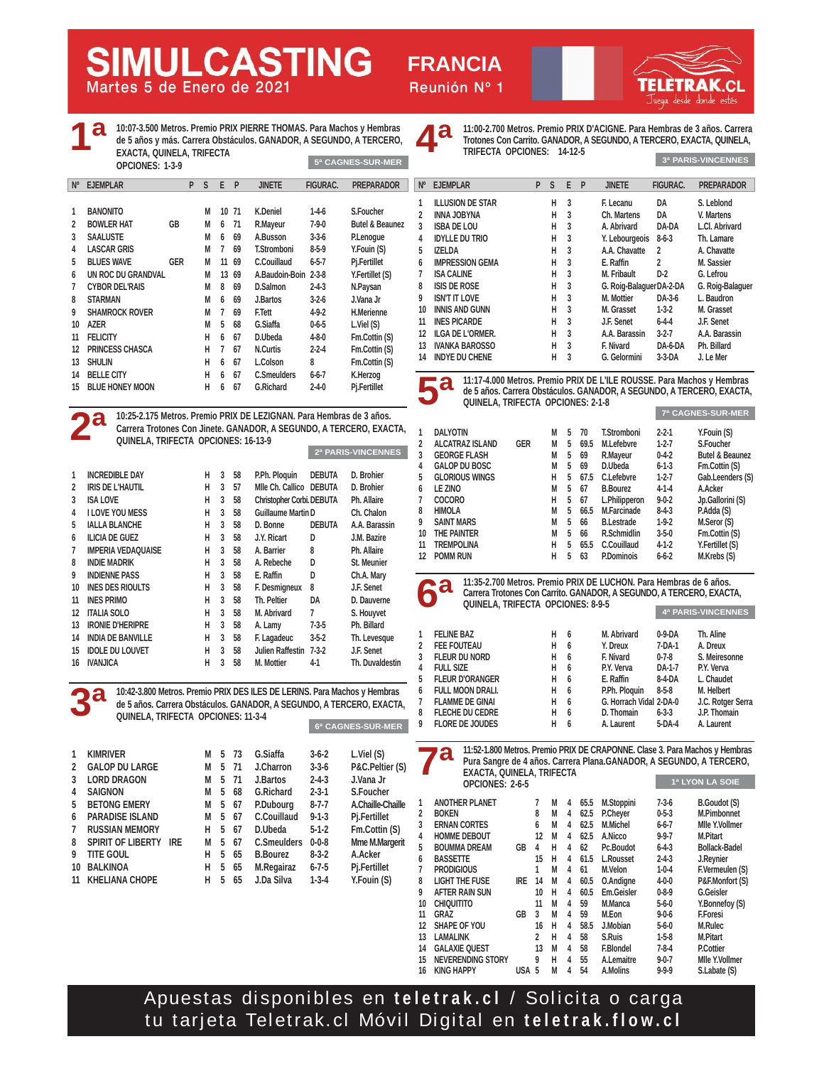# SIMULCASTING FRANCIA

Martes 5 de Enero de 2021

Reunión N° 1

TELETRAK.CL — Juega desde donde estés

## 1ª

10:07-3.500 Metros. Premio PRIX PIERRE THOMAS. Para Machos y Hembras de 5 años y más. Carrera Obstáculos. GANADOR, A SEGUNDO, A TERCERO, EXACTA, QUINELA, TRIFECTA

OPCIONES: 1-3-9

5ª CAGNES-SUR-MER

| Nº | EJEMPLAR | P | S | E | P | JINETE | FIGURAC. | PREPARADOR |
|---|---|---|---|---|---|---|---|---|
| 1 | BANONITO | | M | 10 | 71 | K.Deniel | 1-4-6 | S.Foucher |
| 2 | BOWLER HAT | GB | M | 6 | 71 | R.Mayeur | 7-9-0 | Butel & Beaunez |
| 3 | SAALUSTE | | M | 6 | 69 | A.Busson | 3-3-6 | P.Lenogue |
| 4 | LASCAR GRIS | | M | 7 | 69 | T.Stromboni | 8-5-9 | Y.Fouin (S) |
| 5 | BLUES WAVE | GER | M | 11 | 69 | C.Couillaud | 6-5-7 | Pj.Fertillet |
| 6 | UN ROC DU GRANDVAL | | M | 13 | 69 | A.Baudoin-Boin | 2-3-8 | Y.Fertillet (S) |
| 7 | CYBOR DEL'RAIS | | M | 8 | 69 | D.Salmon | 2-4-3 | N.Paysan |
| 8 | STARMAN | | M | 6 | 69 | J.Bartos | 3-2-6 | J.Vana Jr |
| 9 | SHAMROCK ROVER | | M | 7 | 69 | F.Tett | 4-9-2 | H.Merienne |
| 10 | AZER | | M | 5 | 68 | G.Siaffa | 0-6-5 | L.Viel (S) |
| 11 | FELICITY | | H | 6 | 67 | D.Ubeda | 4-8-0 | Fm.Cottin (S) |
| 12 | PRINCESS CHASCA | | H | 7 | 67 | N.Curtis | 2-2-4 | Fm.Cottin (S) |
| 13 | SHULIN | | H | 6 | 67 | L.Colson | 8 | Fm.Cottin (S) |
| 14 | BELLE CITY | | H | 6 | 67 | C.Smeulders | 6-6-7 | K.Herzog |
| 15 | BLUE HONEY MOON | | H | 6 | 67 | G.Richard | 2-4-0 | Pj.Fertillet |

## 2ª

10:25-2.175 Metros. Premio PRIX DE LEZIGNAN. Para Hembras de 3 años. Carrera Trotones Con Jinete. GANADOR, A SEGUNDO, A TERCERO, EXACTA, QUINELA, TRIFECTA OPCIONES: 16-13-9

2ª PARIS-VINCENNES

| Nº | EJEMPLAR | P | S | E | P | JINETE | FIGURAC. | PREPARADOR |
|---|---|---|---|---|---|---|---|---|
| 1 | INCREDIBLE DAY | | H | 3 | 58 | P.Ph. Ploquin | DEBUTA | D. Brohier |
| 2 | IRIS DE L'HAUTIL | | H | 3 | 57 | Mlle Ch. Callico | DEBUTA | D. Brohier |
| 3 | ISA LOVE | | H | 3 | 58 | Christopher Corbi. | DEBUTA | Ph. Allaire |
| 4 | I LOVE YOU MESS | | H | 3 | 58 | Guillaume Martin | D | Ch. Chalon |
| 5 | IALLA BLANCHE | | H | 3 | 58 | D. Bonne | DEBUTA | A.A. Barassin |
| 6 | ILICIA DE GUEZ | | H | 3 | 58 | J.Y. Ricart | D | J.M. Bazire |
| 7 | IMPERIA VEDAQUAISE | | H | 3 | 58 | A. Barrier | 8 | Ph. Allaire |
| 8 | INDIE MADRIK | | H | 3 | 58 | A. Rebeche | D | St. Meunier |
| 9 | INDIENNE PASS | | H | 3 | 58 | E. Raffin | D | Ch.A. Mary |
| 10 | INES DES RIOULTS | | H | 3 | 58 | F. Desmigneux | 8 | J.F. Senet |
| 11 | INES PRIMO | | H | 3 | 58 | Th. Peltier | DA | D. Dauverne |
| 12 | ITALIA SOLO | | H | 3 | 58 | M. Abrivard | 7 | S. Houyvet |
| 13 | IRONIE D'HERIPRE | | H | 3 | 58 | A. Lamy | 7-3-5 | Ph. Billard |
| 14 | INDIA DE BANVILLE | | H | 3 | 58 | F. Lagadeuc | 3-5-2 | Th. Levesque |
| 15 | IDOLE DU LOUVET | | H | 3 | 58 | Julien Raffestin | 7-3-2 | J.F. Senet |
| 16 | IVANJICA | | H | 3 | 58 | M. Mottier | 4-1 | Th. Duvaldestin |

## 3ª

10:42-3.800 Metros. Premio PRIX DES ILES DE LERINS. Para Machos y Hembras de 5 años. Carrera Obstáculos. GANADOR, A SEGUNDO, A TERCERO, EXACTA, QUINELA, TRIFECTA OPCIONES: 11-3-4

6ª CAGNES-SUR-MER

| Nº | EJEMPLAR | P | S | E | P | JINETE | FIGURAC. | PREPARADOR |
|---|---|---|---|---|---|---|---|---|
| 1 | KIMRIVER | | M | 5 | 73 | G.Siaffa | 3-6-2 | L.Viel (S) |
| 2 | GALOP DU LARGE | | M | 5 | 71 | J.Charron | 3-3-6 | P&C.Peltier (S) |
| 3 | LORD DRAGON | | M | 5 | 71 | J.Bartos | 2-4-3 | J.Vana Jr |
| 4 | SAIGNON | | M | 5 | 68 | G.Richard | 2-3-1 | S.Foucher |
| 5 | BETONG EMERY | | M | 5 | 67 | P.Dubourg | 8-7-7 | A.Chaille-Chaille |
| 6 | PARADISE ISLAND | | M | 5 | 67 | C.Couillaud | 9-1-3 | Pj.Fertillet |
| 7 | RUSSIAN MEMORY | | H | 5 | 67 | D.Ubeda | 5-1-2 | Fm.Cottin (S) |
| 8 | SPIRIT OF LIBERTY | IRE | M | 5 | 67 | C.Smeulders | 0-0-8 | Mme M.Margerit |
| 9 | TITE GOUL | | H | 5 | 65 | B.Bourez | 8-3-2 | A.Acker |
| 10 | BALKINOA | | H | 5 | 65 | M.Regairaz | 6-7-5 | Pj.Fertillet |
| 11 | KHELIANA CHOPE | | H | 5 | 65 | J.Da Silva | 1-3-4 | Y.Fouin (S) |

## 4ª

11:00-2.700 Metros. Premio PRIX D'ACIGNE. Para Hembras de 3 años. Carrera Trotones Con Carrito. GANADOR, A SEGUNDO, A TERCERO, EXACTA, QUINELA, TRIFECTA OPCIONES: 14-12-5

3ª PARIS-VINCENNES

| Nº | EJEMPLAR | P | S | E | P | JINETE | FIGURAC. | PREPARADOR |
|---|---|---|---|---|---|---|---|---|
| 1 | ILLUSION DE STAR | | H | 3 | | F. Lecanu | DA | S. Leblond |
| 2 | INNA JOBYNA | | H | 3 | | Ch. Martens | DA | V. Martens |
| 3 | ISBA DE LOU | | H | 3 | | A. Abrivard | DA-DA | L.Cl. Abrivard |
| 4 | IDYLLE DU TRIO | | H | 3 | | Y. Lebourgeois | 8-6-3 | Th. Lamare |
| 5 | IZELDA | | H | 3 | | A.A. Chavatte | 2 | A. Chavatte |
| 6 | IMPRESSION GEMA | | H | 3 | | E. Raffin | 2 | M. Sassier |
| 7 | ISA CALINE | | H | 3 | | M. Fribault | D-2 | G. Lefrou |
| 8 | ISIS DE ROSE | | H | 3 | | G. Roig-Balaguer | DA-2-DA | G. Roig-Balaguer |
| 9 | ISN'T IT LOVE | | H | 3 | | M. Mottier | DA-3-6 | L. Baudron |
| 10 | INNIS AND GUNN | | H | 3 | | M. Grasset | 1-3-2 | M. Grasset |
| 11 | INES PICARDE | | H | 3 | | J.F. Senet | 4-4-4 | J.F. Senet |
| 12 | ILGA DE L'ORMER. | | H | 3 | | A.A. Barassin | 3-2-7 | A.A. Barassin |
| 13 | IVANKA BAROSSO | | H | 3 | | F. Nivard | DA-6-DA | Ph. Billard |
| 14 | INDYE DU CHENE | | H | 3 | | G. Gelormini | 3-3-DA | J. Le Mer |

## 5ª

11:17-4.000 Metros. Premio PRIX DE L'ILE ROUSSE. Para Machos y Hembras de 5 años. Carrera Obstáculos. GANADOR, A SEGUNDO, A TERCERO, EXACTA, QUINELA, TRIFECTA OPCIONES: 2-1-8

7ª CAGNES-SUR-MER

| Nº | EJEMPLAR | P | S | E | P | JINETE | FIGURAC. | PREPARADOR |
|---|---|---|---|---|---|---|---|---|
| 1 | DALYOTIN | | M | 5 | 70 | T.Stromboni | 2-2-1 | Y.Fouin (S) |
| 2 | ALCATRAZ ISLAND | GER | M | 5 | 69.5 | M.Lefebvre | 1-2-7 | S.Foucher |
| 3 | GEORGE FLASH | | M | 5 | 69 | R.Mayeur | 0-4-2 | Butel & Beaunez |
| 4 | GALOP DU BOSC | | M | 5 | 69 | D.Ubeda | 6-1-3 | Fm.Cottin (S) |
| 5 | GLORIOUS WINGS | | M | 5 | 67.5 | C.Lefebvre | 1-2-7 | Gab.Leenders (S) |
| 6 | LE ZINO | | M | 5 | 67 | B.Bourez | 4-1-4 | A.Acker |
| 7 | COCORO | | M | 5 | 67 | L.Philipperon | 9-0-2 | Jp.Gallorini (S) |
| 8 | HIMOLA | | M | 5 | 66.5 | M.Farcinade | 8-4-3 | P.Adda (S) |
| 9 | SAINT MARS | | M | 5 | 66 | B.Lestrade | 1-9-2 | M.Seror (S) |
| 10 | THE PAINTER | | M | 5 | 66 | R.Schmidlin | 3-5-0 | Fm.Cottin (S) |
| 11 | TREMPOLINA | | H | 5 | 65.5 | C.Couillaud | 4-1-2 | Y.Fertillet (S) |
| 12 | POMM RUN | | H | 5 | 63 | P.Dominois | 6-6-2 | M.Krebs (S) |

## 6ª

11:35-2.700 Metros. Premio PRIX DE LUCHON. Para Hembras de 6 años. Carrera Trotones Con Carrito. GANADOR, A SEGUNDO, A TERCERO, EXACTA, QUINELA, TRIFECTA OPCIONES: 8-9-5

4ª PARIS-VINCENNES

| Nº | EJEMPLAR | P | S | E | P | JINETE | FIGURAC. | PREPARADOR |
|---|---|---|---|---|---|---|---|---|
| 1 | FELINE BAZ | | H | 6 | | M. Abrivard | 0-9-DA | Th. Aline |
| 2 | FEE FOUTEAU | | H | 6 | | Y. Dreux | 7-DA-1 | A. Dreux |
| 3 | FLEUR DU NORD | | H | 6 | | F. Nivard | 0-7-8 | S. Meiresonne |
| 4 | FULL SIZE | | H | 6 | | P.Y. Verva | DA-1-7 | P.Y. Verva |
| 5 | FLEUR D'ORANGER | | H | 6 | | E. Raffin | 8-4-DA | L. Chaudet |
| 6 | FULL MOON DRALI. | | H | 6 | | P.Ph. Ploquin | 8-5-8 | M. Helbert |
| 7 | FLAMME DE GINAI | | H | 6 | | G. Horrach Vidal | 2-DA-0 | J.C. Rotger Serra |
| 8 | FLECHE DU CEDRE | | H | 6 | | D. Thomain | 6-3-3 | J.P. Thomain |
| 9 | FLORE DE JOUDES | | H | 6 | | A. Laurent | 5-DA-4 | A. Laurent |

## 7ª

11:52-1.800 Metros. Premio PRIX DE CRAPONNE. Clase 3. Para Machos y Hembras Pura Sangre de 4 años. Carrera Plana.GANADOR, A SEGUNDO, A TERCERO, EXACTA, QUINELA, TRIFECTA

OPCIONES: 2-6-5

1ª LYON LA SOIE

| Nº | EJEMPLAR | P | | S | E | P | JINETE | FIGURAC. | PREPARADOR |
|---|---|---|---|---|---|---|---|---|---|
| 1 | ANOTHER PLANET | | 7 | M | 4 | 65.5 | M.Stoppini | 7-3-6 | B.Goudot (S) |
| 2 | BOKEN | | 8 | M | 4 | 62.5 | P.Cheyer | 0-5-3 | M.Pimbonnet |
| 3 | ERNAN CORTES | | 6 | M | 4 | 62.5 | M.Michel | 6-6-7 | Mlle Y.Vollmer |
| 4 | HOMME DEBOUT | | 12 | M | 4 | 62.5 | A.Nicco | 9-9-7 | M.Pitart |
| 5 | BOUMMA DREAM | GB | 4 | H | 4 | 62 | Pc.Boudot | 6-4-3 | Bollack-Badel |
| 6 | BASSETTE | | 15 | H | 4 | 61.5 | L.Rousset | 2-4-3 | J.Reynier |
| 7 | PRODIGIOUS | | 1 | M | 4 | 61 | M.Velon | 1-0-4 | F.Vermeulen (S) |
| 8 | LIGHT THE FUSE | IRE | 14 | M | 4 | 60.5 | O.Andigne | 4-0-0 | P&F.Monfort (S) |
| 9 | AFTER RAIN SUN | | 10 | H | 4 | 60.5 | Em.Geisler | 0-8-9 | G.Geisler |
| 10 | CHIQUITITO | | 11 | M | 4 | 59 | M.Manca | 5-6-0 | Y.Bonnefoy (S) |
| 11 | GRAZ | GB | 3 | M | 4 | 59 | M.Eon | 9-0-6 | F.Foresi |
| 12 | SHAPE OF YOU | | 16 | H | 4 | 58.5 | J.Mobian | 5-6-0 | M.Rulec |
| 13 | LAMALINK | | 2 | H | 4 | 58 | S.Ruis | 1-5-8 | M.Pitart |
| 14 | GALAXIE QUEST | | 13 | M | 4 | 58 | F.Blondel | 7-8-4 | P.Cottier |
| 15 | NEVERENDING STORY | | 9 | H | 4 | 55 | A.Lemaitre | 9-0-7 | Mlle Y.Vollmer |
| 16 | KING HAPPY | USA | 5 | M | 4 | 54 | A.Molins | 9-9-9 | S.Labate (S) |

Apuestas disponibles en **teletrak.cl** / Solicita o carga tu tarjeta Teletrak.cl Móvil Digital en **teletrak.flow.cl**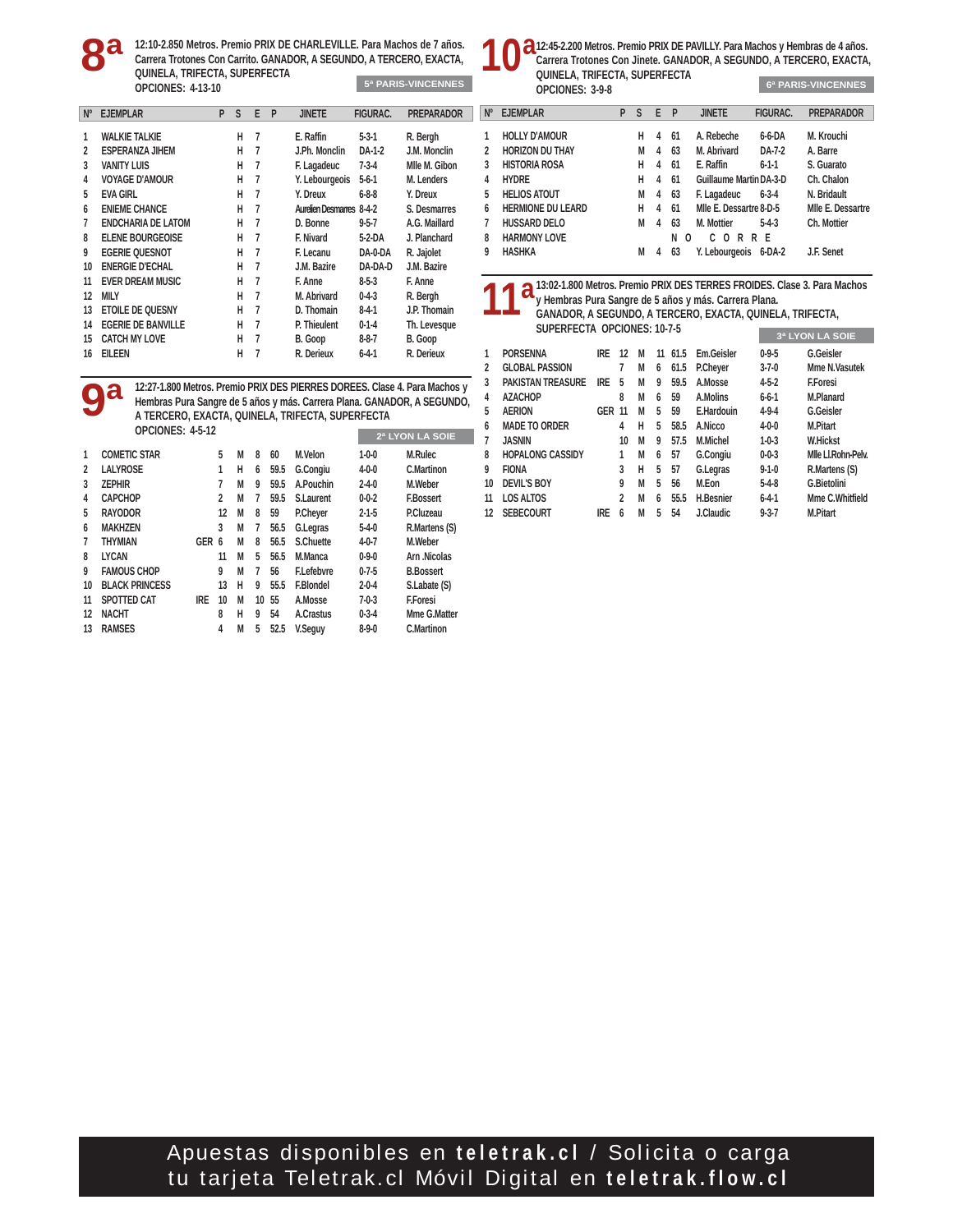## 8ª

12:10-2.850 Metros. Premio PRIX DE CHARLEVILLE. Para Machos de 7 años. Carrera Trotones Con Carrito. GANADOR, A SEGUNDO, A TERCERO, EXACTA, QUINELA, TRIFECTA, SUPERFECTA
OPCIONES: 4-13-10

5ª PARIS-VINCENNES

| Nº | EJEMPLAR | P | S | E | P | JINETE | FIGURAC. | PREPARADOR |
|---|---|---|---|---|---|---|---|---|
| 1 | WALKIE TALKIE | | H | 7 | | E. Raffin | 5-3-1 | R. Bergh |
| 2 | ESPERANZA JIHEM | | H | 7 | | J.Ph. Monclin | DA-1-2 | J.M. Monclin |
| 3 | VANITY LUIS | | H | 7 | | F. Lagadeuc | 7-3-4 | Mlle M. Gibon |
| 4 | VOYAGE D'AMOUR | | H | 7 | | Y. Lebourgeois | 5-6-1 | M. Lenders |
| 5 | EVA GIRL | | H | 7 | | Y. Dreux | 6-8-8 | Y. Dreux |
| 6 | ENIEME CHANCE | | H | 7 | | Aurelien Desmarres | 8-4-2 | S. Desmarres |
| 7 | ENDCHARIA DE LATOM | | H | 7 | | D. Bonne | 9-5-7 | A.G. Maillard |
| 8 | ELENE BOURGEOISE | | H | 7 | | F. Nivard | 5-2-DA | J. Planchard |
| 9 | EGERIE QUESNOT | | H | 7 | | F. Lecanu | DA-0-DA | R. Jajolet |
| 10 | ENERGIE D'ECHAL | | H | 7 | | J.M. Bazire | DA-DA-D | J.M. Bazire |
| 11 | EVER DREAM MUSIC | | H | 7 | | F. Anne | 8-5-3 | F. Anne |
| 12 | MILY | | H | 7 | | M. Abrivard | 0-4-3 | R. Bergh |
| 13 | ETOILE DE QUESNY | | H | 7 | | D. Thomain | 8-4-1 | J.P. Thomain |
| 14 | EGERIE DE BANVILLE | | H | 7 | | P. Thieulent | 0-1-4 | Th. Levesque |
| 15 | CATCH MY LOVE | | H | 7 | | B. Goop | 8-8-7 | B. Goop |
| 16 | EILEEN | | H | 7 | | R. Derieux | 6-4-1 | R. Derieux |

## 9ª

12:27-1.800 Metros. Premio PRIX DES PIERRES DOREES. Clase 4. Para Machos y Hembras Pura Sangre de 5 años y más. Carrera Plana. GANADOR, A SEGUNDO, A TERCERO, EXACTA, QUINELA, TRIFECTA, SUPERFECTA
OPCIONES: 4-5-12

2ª LYON LA SOIE

| Nº | EJEMPLAR | | P | S | E | P | JINETE | FIGURAC. | PREPARADOR |
|---|---|---|---|---|---|---|---|---|---|
| 1 | COMETIC STAR | | 5 | M | 8 | 60 | M.Velon | 1-0-0 | M.Rulec |
| 2 | LALYROSE | | 1 | H | 6 | 59.5 | G.Congiu | 4-0-0 | C.Martinon |
| 3 | ZEPHIR | | 7 | M | 9 | 59.5 | A.Pouchin | 2-4-0 | M.Weber |
| 4 | CAPCHOP | | 2 | M | 7 | 59.5 | S.Laurent | 0-0-2 | F.Bossert |
| 5 | RAYODOR | | 12 | M | 8 | 59 | P.Cheyer | 2-1-5 | P.Cluzeau |
| 6 | MAKHZEN | | 3 | M | 7 | 56.5 | G.Legras | 5-4-0 | R.Martens (S) |
| 7 | THYMIAN | GER | 6 | M | 8 | 56.5 | S.Chuette | 4-0-7 | M.Weber |
| 8 | LYCAN | | 11 | M | 5 | 56.5 | M.Manca | 0-9-0 | Arn .Nicolas |
| 9 | FAMOUS CHOP | | 9 | M | 7 | 56 | F.Lefebvre | 0-7-5 | B.Bossert |
| 10 | BLACK PRINCESS | | 13 | H | 9 | 55.5 | F.Blondel | 2-0-4 | S.Labate (S) |
| 11 | SPOTTED CAT | IRE | 10 | M | 10 | 55 | A.Mosse | 7-0-3 | F.Foresi |
| 12 | NACHT | | 8 | H | 9 | 54 | A.Crastus | 0-3-4 | Mme G.Matter |
| 13 | RAMSES | | 4 | M | 5 | 52.5 | V.Seguy | 8-9-0 | C.Martinon |

## 10ª

12:45-2.200 Metros. Premio PRIX DE PAVILLY. Para Machos y Hembras de 4 años. Carrera Trotones Con Jinete. GANADOR, A SEGUNDO, A TERCERO, EXACTA, QUINELA, TRIFECTA, SUPERFECTA
OPCIONES: 3-9-8

6ª PARIS-VINCENNES

| Nº | EJEMPLAR | P | S | E | P | JINETE | FIGURAC. | PREPARADOR |
|---|---|---|---|---|---|---|---|---|
| 1 | HOLLY D'AMOUR | | H | 4 | 61 | A. Rebeche | 6-6-DA | M. Krouchi |
| 2 | HORIZON DU THAY | | M | 4 | 63 | M. Abrivard | DA-7-2 | A. Barre |
| 3 | HISTORIA ROSA | | H | 4 | 61 | E. Raffin | 6-1-1 | S. Guarato |
| 4 | HYDRE | | H | 4 | 61 | Guillaume Martin | DA-3-D | Ch. Chalon |
| 5 | HELIOS ATOUT | | M | 4 | 63 | F. Lagadeuc | 6-3-4 | N. Bridault |
| 6 | HERMIONE DU LEARD | | H | 4 | 61 | Mlle E. Dessartre | 8-D-5 | Mlle E. Dessartre |
| 7 | HUSSARD DELO | | M | 4 | 63 | M. Mottier | 5-4-3 | Ch. Mottier |
| 8 | HARMONY LOVE | | NO CORRE | | | | | |
| 9 | HASHKA | | M | 4 | 63 | Y. Lebourgeois | 6-DA-2 | J.F. Senet |

## 11ª

13:02-1.800 Metros. Premio PRIX DES TERRES FROIDES. Clase 3. Para Machos y Hembras Pura Sangre de 5 años y más. Carrera Plana. GANADOR, A SEGUNDO, A TERCERO, EXACTA, QUINELA, TRIFECTA, SUPERFECTA OPCIONES: 10-7-5

3ª LYON LA SOIE

| Nº | EJEMPLAR | | P | S | E | P | JINETE | FIGURAC. | PREPARADOR |
|---|---|---|---|---|---|---|---|---|---|
| 1 | PORSENNA | IRE | 12 | M | 11 | 61.5 | Em.Geisler | 0-9-5 | G.Geisler |
| 2 | GLOBAL PASSION | | 7 | M | 6 | 61.5 | P.Cheyer | 3-7-0 | Mme N.Vasutek |
| 3 | PAKISTAN TREASURE | IRE | 5 | M | 9 | 59.5 | A.Mosse | 4-5-2 | F.Foresi |
| 4 | AZACHOP | | 8 | M | 6 | 59 | A.Molins | 6-6-1 | M.Planard |
| 5 | AERION | GER | 11 | M | 5 | 59 | E.Hardouin | 4-9-4 | G.Geisler |
| 6 | MADE TO ORDER | | 4 | H | 5 | 58.5 | A.Nicco | 4-0-0 | M.Pitart |
| 7 | JASNIN | | 10 | M | 9 | 57.5 | M.Michel | 1-0-3 | W.Hickst |
| 8 | HOPALONG CASSIDY | | 1 | M | 6 | 57 | G.Congiu | 0-0-3 | Mlle Ll.Rohn-Pelv. |
| 9 | FIONA | | 3 | H | 5 | 57 | G.Legras | 9-1-0 | R.Martens (S) |
| 10 | DEVIL'S BOY | | 9 | M | 5 | 56 | M.Eon | 5-4-8 | G.Bietolini |
| 11 | LOS ALTOS | | 2 | M | 6 | 55.5 | H.Besnier | 6-4-1 | Mme C.Whitfield |
| 12 | SEBECOURT | IRE | 6 | M | 5 | 54 | J.Claudic | 9-3-7 | M.Pitart |

Apuestas disponibles en **teletrak.cl** / Solicita o carga tu tarjeta Teletrak.cl Móvil Digital en **teletrak.flow.cl**